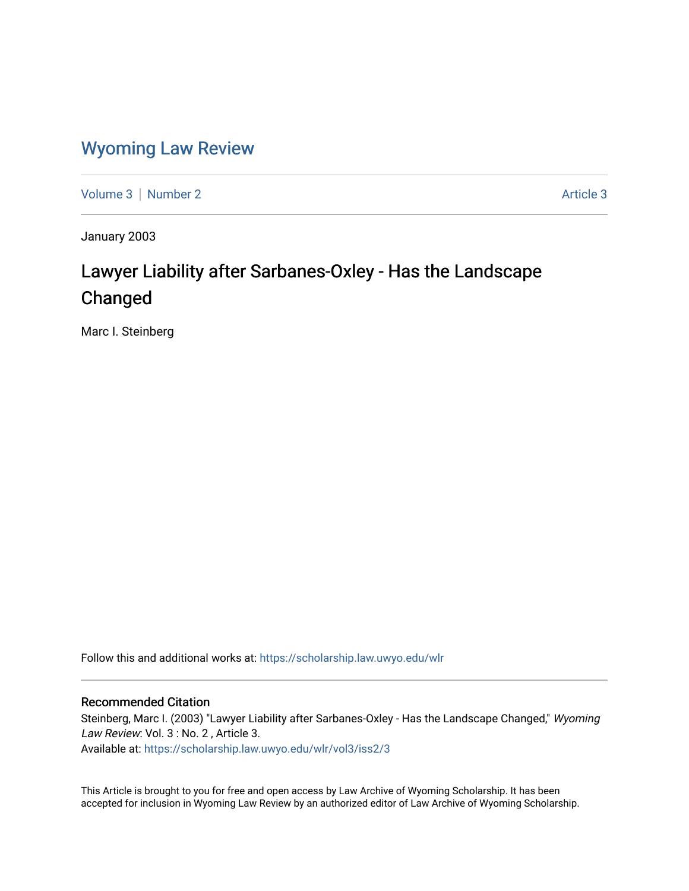# Wyoming Law Review

Volume 3 | Number 2 Article 3

January 2003

## Lawyer Liability after Sarbanes-Oxley - Has the Landscape Changed

Marc I. Steinberg

Follow this and additional works at: https://scholarship.law.uwyo.edu/wlr

### Recommended Citation

Steinberg, Marc I. (2003) "Lawyer Liability after Sarbanes-Oxley - Has the Landscape Changed," *Wyoming Law Review*: Vol. 3 : No. 2 , Article 3.
Available at: https://scholarship.law.uwyo.edu/wlr/vol3/iss2/3

This Article is brought to you for free and open access by Law Archive of Wyoming Scholarship. It has been accepted for inclusion in Wyoming Law Review by an authorized editor of Law Archive of Wyoming Scholarship.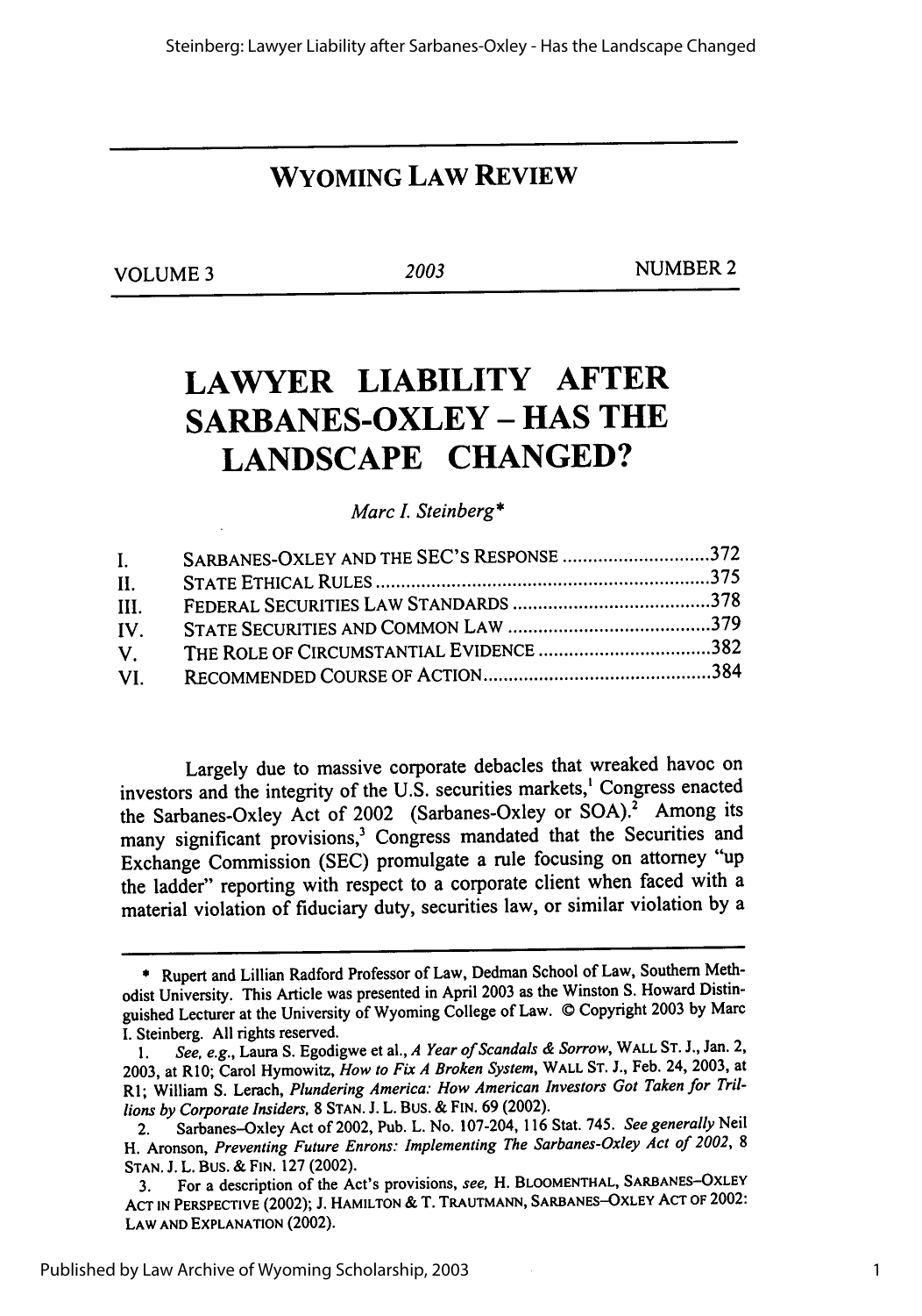# WYOMING LAW REVIEW

VOLUME 3 | 2003 | NUMBER 2

# LAWYER LIABILITY AFTER SARBANES-OXLEY – HAS THE LANDSCAPE CHANGED?

*Marc I. Steinberg**

| | | |
|---|---|---|
| I. | SARBANES-OXLEY AND THE SEC'S RESPONSE | 372 |
| II. | STATE ETHICAL RULES | 375 |
| III. | FEDERAL SECURITIES LAW STANDARDS | 378 |
| IV. | STATE SECURITIES AND COMMON LAW | 379 |
| V. | THE ROLE OF CIRCUMSTANTIAL EVIDENCE | 382 |
| VI. | RECOMMENDED COURSE OF ACTION | 384 |

Largely due to massive corporate debacles that wreaked havoc on investors and the integrity of the U.S. securities markets,[1] Congress enacted the Sarbanes-Oxley Act of 2002 (Sarbanes-Oxley or SOA).[2] Among its many significant provisions,[3] Congress mandated that the Securities and Exchange Commission (SEC) promulgate a rule focusing on attorney "up the ladder" reporting with respect to a corporate client when faced with a material violation of fiduciary duty, securities law, or similar violation by a

---

\* Rupert and Lillian Radford Professor of Law, Dedman School of Law, Southern Methodist University. This Article was presented in April 2003 as the Winston S. Howard Distinguished Lecturer at the University of Wyoming College of Law. © Copyright 2003 by Marc I. Steinberg. All rights reserved.

1. *See, e.g.*, Laura S. Egodigwe et al., *A Year of Scandals & Sorrow*, WALL ST. J., Jan. 2, 2003, at R10; Carol Hymowitz, *How to Fix A Broken System*, WALL ST. J., Feb. 24, 2003, at R1; William S. Lerach, *Plundering America: How American Investors Got Taken for Trillions by Corporate Insiders*, 8 STAN. J. L. BUS. & FIN. 69 (2002).

2. Sarbanes-Oxley Act of 2002, Pub. L. No. 107-204, 116 Stat. 745. *See generally* Neil H. Aronson, *Preventing Future Enrons: Implementing The Sarbanes-Oxley Act of 2002*, 8 STAN. J. L. BUS. & FIN. 127 (2002).

3. For a description of the Act's provisions, *see*, H. BLOOMENTHAL, SARBANES-OXLEY ACT IN PERSPECTIVE (2002); J. HAMILTON & T. TRAUTMANN, SARBANES-OXLEY ACT OF 2002: LAW AND EXPLANATION (2002).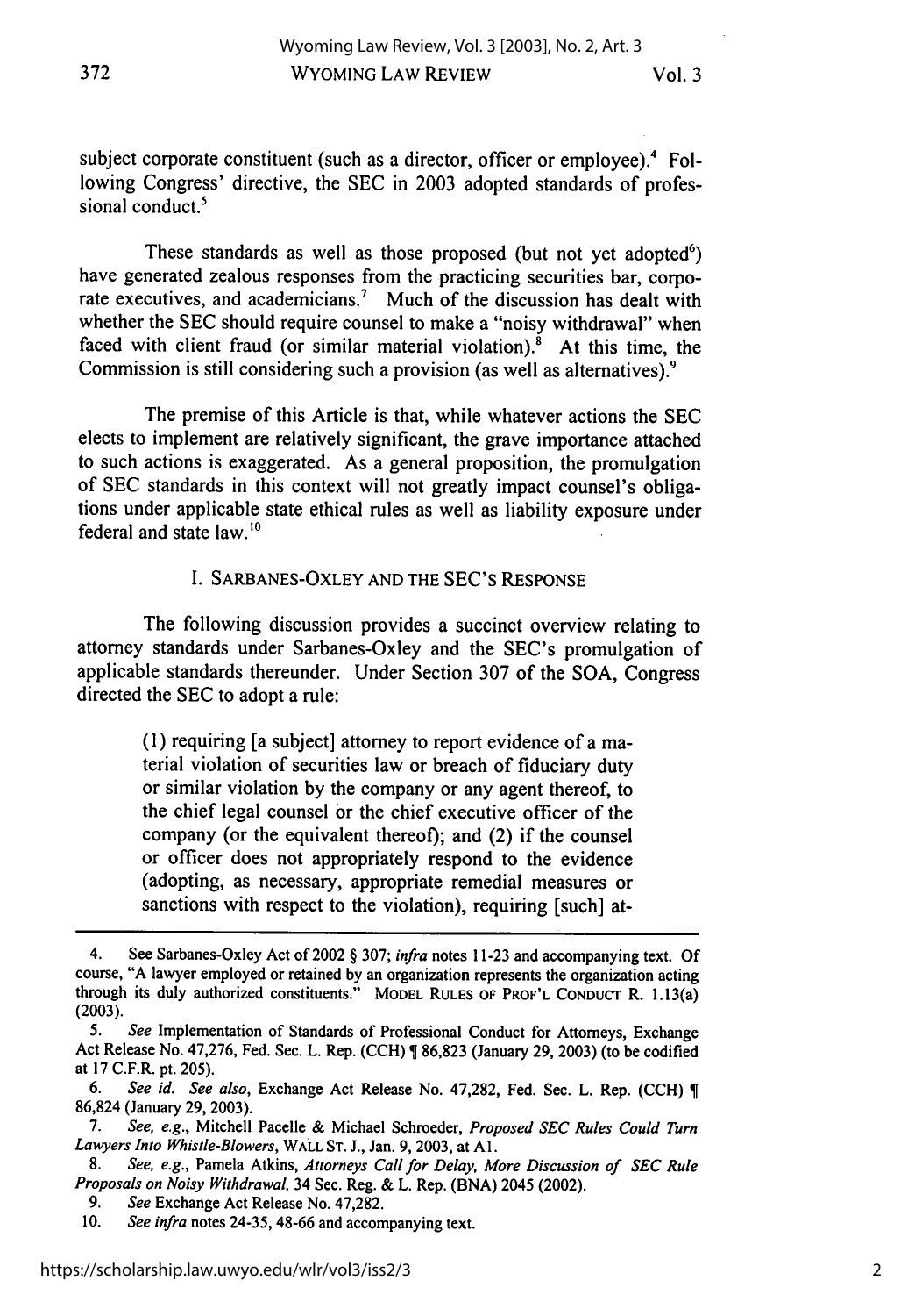subject corporate constituent (such as a director, officer or employee).[4] Following Congress' directive, the SEC in 2003 adopted standards of professional conduct.[5]

These standards as well as those proposed (but not yet adopted[6]) have generated zealous responses from the practicing securities bar, corporate executives, and academicians.[7] Much of the discussion has dealt with whether the SEC should require counsel to make a "noisy withdrawal" when faced with client fraud (or similar material violation).[8] At this time, the Commission is still considering such a provision (as well as alternatives).[9]

The premise of this Article is that, while whatever actions the SEC elects to implement are relatively significant, the grave importance attached to such actions is exaggerated. As a general proposition, the promulgation of SEC standards in this context will not greatly impact counsel's obligations under applicable state ethical rules as well as liability exposure under federal and state law.[10]

## I. SARBANES-OXLEY AND THE SEC'S RESPONSE

The following discussion provides a succinct overview relating to attorney standards under Sarbanes-Oxley and the SEC's promulgation of applicable standards thereunder. Under Section 307 of the SOA, Congress directed the SEC to adopt a rule:

> (1) requiring [a subject] attorney to report evidence of a material violation of securities law or breach of fiduciary duty or similar violation by the company or any agent thereof, to the chief legal counsel or the chief executive officer of the company (or the equivalent thereof); and (2) if the counsel or officer does not appropriately respond to the evidence (adopting, as necessary, appropriate remedial measures or sanctions with respect to the violation), requiring [such] at-

---

4. See Sarbanes-Oxley Act of 2002 § 307; *infra* notes 11-23 and accompanying text. Of course, "A lawyer employed or retained by an organization represents the organization acting through its duly authorized constituents." MODEL RULES OF PROF'L CONDUCT R. 1.13(a) (2003).

5. *See* Implementation of Standards of Professional Conduct for Attorneys, Exchange Act Release No. 47,276, Fed. Sec. L. Rep. (CCH) ¶ 86,823 (January 29, 2003) (to be codified at 17 C.F.R. pt. 205).

6. *See id. See also*, Exchange Act Release No. 47,282, Fed. Sec. L. Rep. (CCH) ¶ 86,824 (January 29, 2003).

7. *See, e.g.*, Mitchell Pacelle & Michael Schroeder, *Proposed SEC Rules Could Turn Lawyers Into Whistle-Blowers*, WALL ST. J., Jan. 9, 2003, at A1.

8. *See, e.g.*, Pamela Atkins, *Attorneys Call for Delay, More Discussion of SEC Rule Proposals on Noisy Withdrawal*, 34 Sec. Reg. & L. Rep. (BNA) 2045 (2002).

9. *See* Exchange Act Release No. 47,282.

10. *See infra* notes 24-35, 48-66 and accompanying text.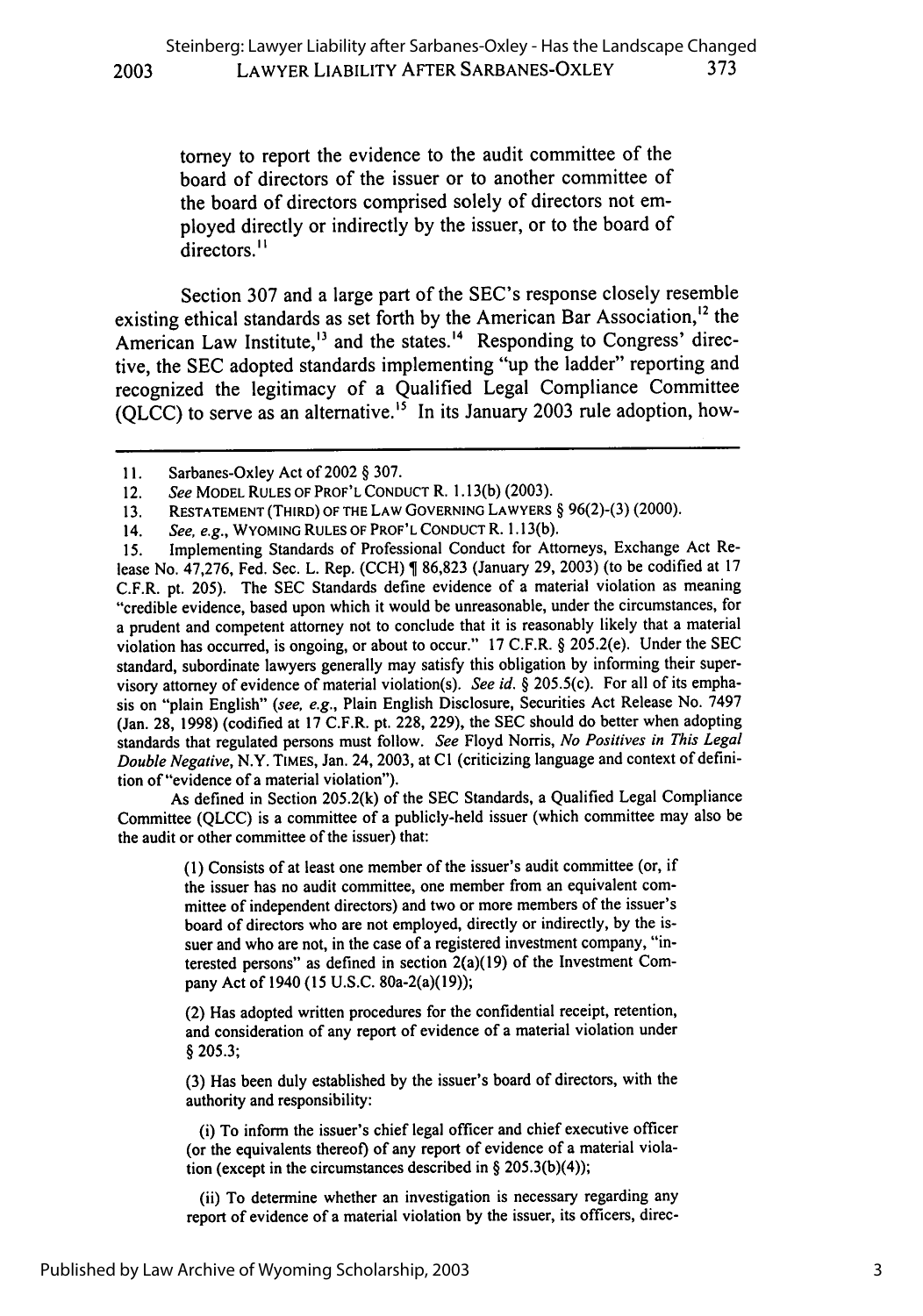torney to report the evidence to the audit committee of the board of directors of the issuer or to another committee of the board of directors comprised solely of directors not employed directly or indirectly by the issuer, or to the board of directors.[11]

Section 307 and a large part of the SEC's response closely resemble existing ethical standards as set forth by the American Bar Association,[12] the American Law Institute,[13] and the states.[14] Responding to Congress' directive, the SEC adopted standards implementing "up the ladder" reporting and recognized the legitimacy of a Qualified Legal Compliance Committee (QLCC) to serve as an alternative.[15] In its January 2003 rule adoption, how-

---

11. Sarbanes-Oxley Act of 2002 § 307.

12. *See* MODEL RULES OF PROF'L CONDUCT R. 1.13(b) (2003).

13. RESTATEMENT (THIRD) OF THE LAW GOVERNING LAWYERS § 96(2)-(3) (2000).

14. *See, e.g.*, WYOMING RULES OF PROF'L CONDUCT R. 1.13(b).

15. Implementing Standards of Professional Conduct for Attorneys, Exchange Act Release No. 47,276, Fed. Sec. L. Rep. (CCH) ¶ 86,823 (January 29, 2003) (to be codified at 17 C.F.R. pt. 205). The SEC Standards define evidence of a material violation as meaning "credible evidence, based upon which it would be unreasonable, under the circumstances, for a prudent and competent attorney not to conclude that it is reasonably likely that a material violation has occurred, is ongoing, or about to occur." 17 C.F.R. § 205.2(e). Under the SEC standard, subordinate lawyers generally may satisfy this obligation by informing their supervisory attorney of evidence of material violation(s). *See id.* § 205.5(c). For all of its emphasis on "plain English" (*see, e.g.*, Plain English Disclosure, Securities Act Release No. 7497 (Jan. 28, 1998) (codified at 17 C.F.R. pt. 228, 229), the SEC should do better when adopting standards that regulated persons must follow. *See* Floyd Norris, *No Positives in This Legal Double Negative*, N.Y. TIMES, Jan. 24, 2003, at C1 (criticizing language and context of definition of "evidence of a material violation").

As defined in Section 205.2(k) of the SEC Standards, a Qualified Legal Compliance Committee (QLCC) is a committee of a publicly-held issuer (which committee may also be the audit or other committee of the issuer) that:

> (1) Consists of at least one member of the issuer's audit committee (or, if the issuer has no audit committee, one member from an equivalent committee of independent directors) and two or more members of the issuer's board of directors who are not employed, directly or indirectly, by the issuer and who are not, in the case of a registered investment company, "interested persons" as defined in section 2(a)(19) of the Investment Company Act of 1940 (15 U.S.C. 80a-2(a)(19));
>
> (2) Has adopted written procedures for the confidential receipt, retention, and consideration of any report of evidence of a material violation under § 205.3;
>
> (3) Has been duly established by the issuer's board of directors, with the authority and responsibility:
>
> (i) To inform the issuer's chief legal officer and chief executive officer (or the equivalents thereof) of any report of evidence of a material violation (except in the circumstances described in § 205.3(b)(4));
>
> (ii) To determine whether an investigation is necessary regarding any report of evidence of a material violation by the issuer, its officers, direc-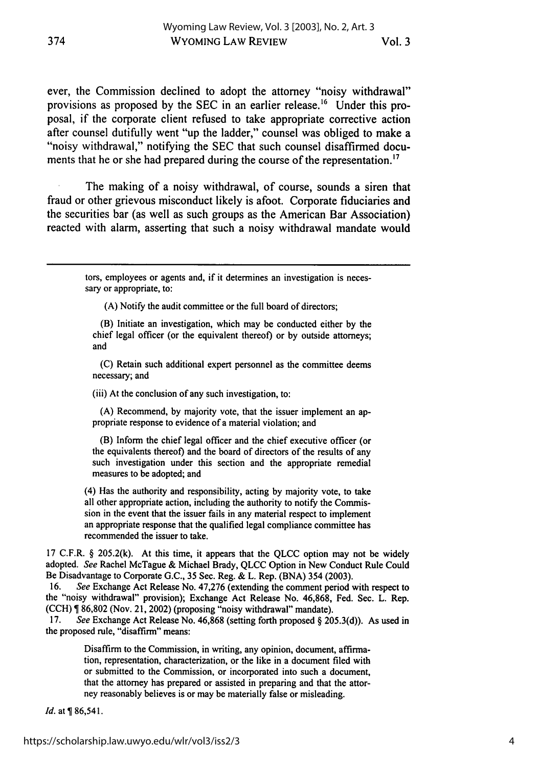ever, the Commission declined to adopt the attorney "noisy withdrawal" provisions as proposed by the SEC in an earlier release.[16] Under this proposal, if the corporate client refused to take appropriate corrective action after counsel dutifully went "up the ladder," counsel was obliged to make a "noisy withdrawal," notifying the SEC that such counsel disaffirmed documents that he or she had prepared during the course of the representation.[17]

The making of a noisy withdrawal, of course, sounds a siren that fraud or other grievous misconduct likely is afoot. Corporate fiduciaries and the securities bar (as well as such groups as the American Bar Association) reacted with alarm, asserting that such a noisy withdrawal mandate would

---

> tors, employees or agents and, if it determines an investigation is necessary or appropriate, to:
>
> (A) Notify the audit committee or the full board of directors;
>
> (B) Initiate an investigation, which may be conducted either by the chief legal officer (or the equivalent thereof) or by outside attorneys; and
>
> (C) Retain such additional expert personnel as the committee deems necessary; and
>
> (iii) At the conclusion of any such investigation, to:
>
> (A) Recommend, by majority vote, that the issuer implement an appropriate response to evidence of a material violation; and
>
> (B) Inform the chief legal officer and the chief executive officer (or the equivalents thereof) and the board of directors of the results of any such investigation under this section and the appropriate remedial measures to be adopted; and
>
> (4) Has the authority and responsibility, acting by majority vote, to take all other appropriate action, including the authority to notify the Commission in the event that the issuer fails in any material respect to implement an appropriate response that the qualified legal compliance committee has recommended the issuer to take.

17 C.F.R. § 205.2(k). At this time, it appears that the QLCC option may not be widely adopted. *See* Rachel McTague & Michael Brady, QLCC Option in New Conduct Rule Could Be Disadvantage to Corporate G.C., 35 Sec. Reg. & L. Rep. (BNA) 354 (2003).

16. *See* Exchange Act Release No. 47,276 (extending the comment period with respect to the "noisy withdrawal" provision); Exchange Act Release No. 46,868, Fed. Sec. L. Rep. (CCH) ¶ 86,802 (Nov. 21, 2002) (proposing "noisy withdrawal" mandate).

17. *See* Exchange Act Release No. 46,868 (setting forth proposed § 205.3(d)). As used in the proposed rule, "disaffirm" means:

> Disaffirm to the Commission, in writing, any opinion, document, affirmation, representation, characterization, or the like in a document filed with or submitted to the Commission, or incorporated into such a document, that the attorney has prepared or assisted in preparing and that the attorney reasonably believes is or may be materially false or misleading.

*Id.* at ¶ 86,541.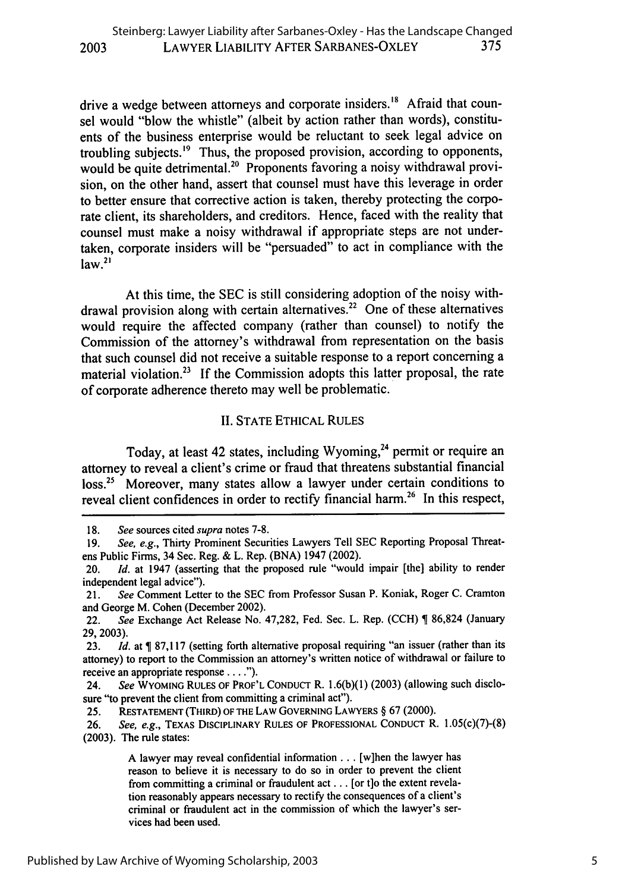drive a wedge between attorneys and corporate insiders.[18] Afraid that counsel would "blow the whistle" (albeit by action rather than words), constituents of the business enterprise would be reluctant to seek legal advice on troubling subjects.[19] Thus, the proposed provision, according to opponents, would be quite detrimental.[20] Proponents favoring a noisy withdrawal provision, on the other hand, assert that counsel must have this leverage in order to better ensure that corrective action is taken, thereby protecting the corporate client, its shareholders, and creditors. Hence, faced with the reality that counsel must make a noisy withdrawal if appropriate steps are not undertaken, corporate insiders will be "persuaded" to act in compliance with the law.[21]

At this time, the SEC is still considering adoption of the noisy withdrawal provision along with certain alternatives.[22] One of these alternatives would require the affected company (rather than counsel) to notify the Commission of the attorney's withdrawal from representation on the basis that such counsel did not receive a suitable response to a report concerning a material violation.[23] If the Commission adopts this latter proposal, the rate of corporate adherence thereto may well be problematic.

## II. STATE ETHICAL RULES

Today, at least 42 states, including Wyoming,[24] permit or require an attorney to reveal a client's crime or fraud that threatens substantial financial loss.[25] Moreover, many states allow a lawyer under certain conditions to reveal client confidences in order to rectify financial harm.[26] In this respect,

---

18. *See* sources cited *supra* notes 7-8.

19. *See, e.g.*, Thirty Prominent Securities Lawyers Tell SEC Reporting Proposal Threatens Public Firms, 34 Sec. Reg. & L. Rep. (BNA) 1947 (2002).

20. *Id.* at 1947 (asserting that the proposed rule "would impair [the] ability to render independent legal advice").

21. *See* Comment Letter to the SEC from Professor Susan P. Koniak, Roger C. Cramton and George M. Cohen (December 2002).

22. *See* Exchange Act Release No. 47,282, Fed. Sec. L. Rep. (CCH) ¶ 86,824 (January 29, 2003).

23. *Id.* at ¶ 87,117 (setting forth alternative proposal requiring "an issuer (rather than its attorney) to report to the Commission an attorney's written notice of withdrawal or failure to receive an appropriate response . . . .").

24. *See* WYOMING RULES OF PROF'L CONDUCT R. 1.6(b)(1) (2003) (allowing such disclosure "to prevent the client from committing a criminal act").

25. RESTATEMENT (THIRD) OF THE LAW GOVERNING LAWYERS § 67 (2000).

26. *See, e.g.*, TEXAS DISCIPLINARY RULES OF PROFESSIONAL CONDUCT R. 1.05(c)(7)-(8) (2003). The rule states:

> A lawyer may reveal confidential information . . . [w]hen the lawyer has reason to believe it is necessary to do so in order to prevent the client from committing a criminal or fraudulent act . . . [or t]o the extent revelation reasonably appears necessary to rectify the consequences of a client's criminal or fraudulent act in the commission of which the lawyer's services had been used.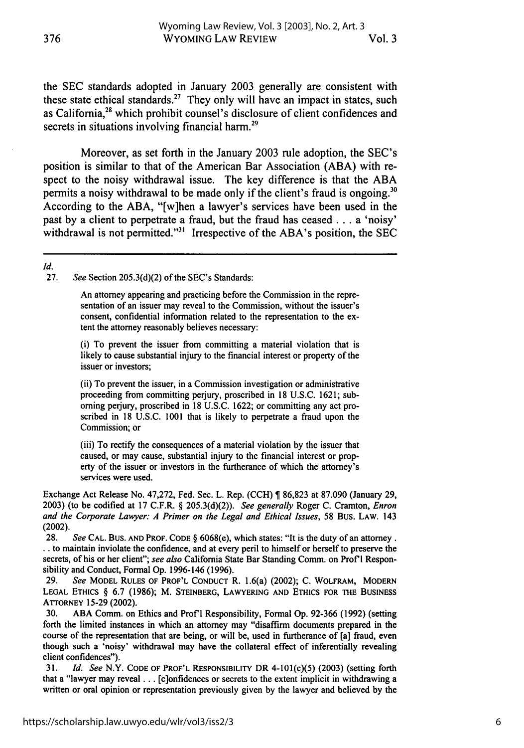the SEC standards adopted in January 2003 generally are consistent with these state ethical standards.[27] They only will have an impact in states, such as California,[28] which prohibit counsel's disclosure of client confidences and secrets in situations involving financial harm.[29]

Moreover, as set forth in the January 2003 rule adoption, the SEC's position is similar to that of the American Bar Association (ABA) with respect to the noisy withdrawal issue. The key difference is that the ABA permits a noisy withdrawal to be made only if the client's fraud is ongoing.[30] According to the ABA, "[w]hen a lawyer's services have been used in the past by a client to perpetrate a fraud, but the fraud has ceased . . . a 'noisy' withdrawal is not permitted."[31] Irrespective of the ABA's position, the SEC

---

*Id.*

27. *See* Section 205.3(d)(2) of the SEC's Standards:

> An attorney appearing and practicing before the Commission in the representation of an issuer may reveal to the Commission, without the issuer's consent, confidential information related to the representation to the extent the attorney reasonably believes necessary:
>
> (i) To prevent the issuer from committing a material violation that is likely to cause substantial injury to the financial interest or property of the issuer or investors;
>
> (ii) To prevent the issuer, in a Commission investigation or administrative proceeding from committing perjury, proscribed in 18 U.S.C. 1621; suborning perjury, proscribed in 18 U.S.C. 1622; or committing any act proscribed in 18 U.S.C. 1001 that is likely to perpetrate a fraud upon the Commission; or
>
> (iii) To rectify the consequences of a material violation by the issuer that caused, or may cause, substantial injury to the financial interest or property of the issuer or investors in the furtherance of which the attorney's services were used.

Exchange Act Release No. 47,272, Fed. Sec. L. Rep. (CCH) ¶ 86,823 at 87.090 (January 29, 2003) (to be codified at 17 C.F.R. § 205.3(d)(2)). *See generally* Roger C. Cramton, *Enron and the Corporate Lawyer: A Primer on the Legal and Ethical Issues*, 58 BUS. LAW. 143 (2002).

28. *See* CAL. BUS. AND PROF. CODE § 6068(e), which states: "It is the duty of an attorney . . . to maintain inviolate the confidence, and at every peril to himself or herself to preserve the secrets, of his or her client"; *see also* California State Bar Standing Comm. on Prof'l Responsibility and Conduct, Formal Op. 1996-146 (1996).

29. *See* MODEL RULES OF PROF'L CONDUCT R. 1.6(a) (2002); C. WOLFRAM, MODERN LEGAL ETHICS § 6.7 (1986); M. STEINBERG, LAWYERING AND ETHICS FOR THE BUSINESS ATTORNEY 15-29 (2002).

30. ABA Comm. on Ethics and Prof'l Responsibility, Formal Op. 92-366 (1992) (setting forth the limited instances in which an attorney may "disaffirm documents prepared in the course of the representation that are being, or will be, used in furtherance of [a] fraud, even though such a 'noisy' withdrawal may have the collateral effect of inferentially revealing client confidences").

31. *Id. See* N.Y. CODE OF PROF'L RESPONSIBILITY DR 4-101(c)(5) (2003) (setting forth that a "lawyer may reveal . . . [c]onfidences or secrets to the extent implicit in withdrawing a written or oral opinion or representation previously given by the lawyer and believed by the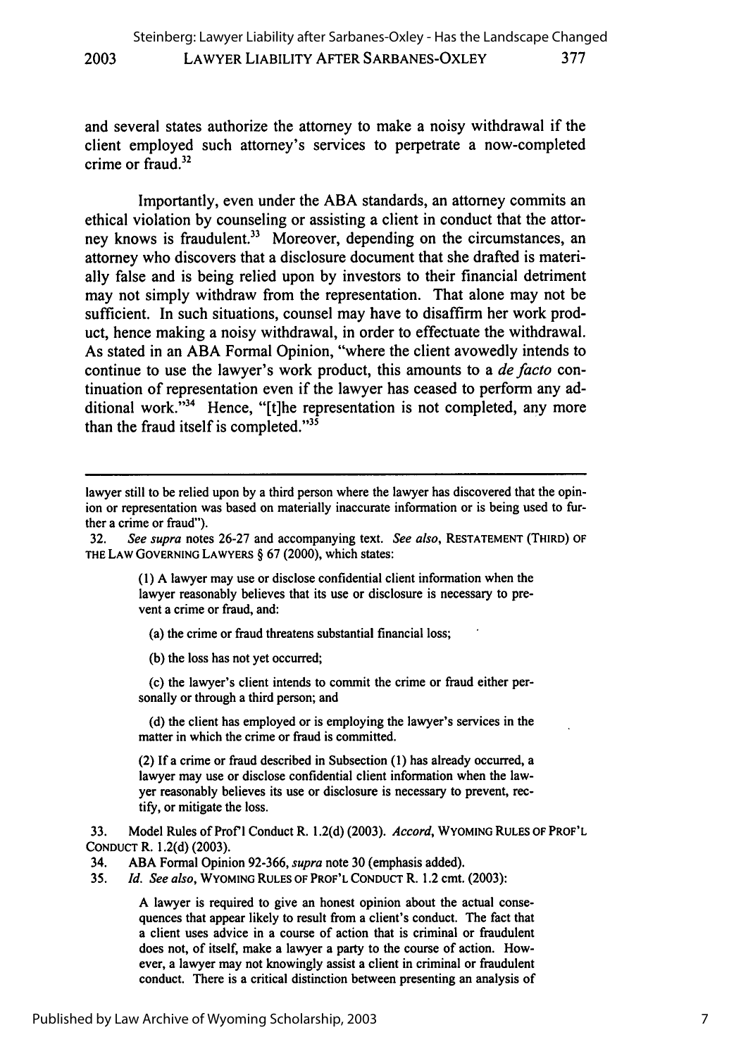and several states authorize the attorney to make a noisy withdrawal if the client employed such attorney's services to perpetrate a now-completed crime or fraud.[32]

Importantly, even under the ABA standards, an attorney commits an ethical violation by counseling or assisting a client in conduct that the attorney knows is fraudulent.[33] Moreover, depending on the circumstances, an attorney who discovers that a disclosure document that she drafted is materially false and is being relied upon by investors to their financial detriment may not simply withdraw from the representation. That alone may not be sufficient. In such situations, counsel may have to disaffirm her work product, hence making a noisy withdrawal, in order to effectuate the withdrawal. As stated in an ABA Formal Opinion, "where the client avowedly intends to continue to use the lawyer's work product, this amounts to a *de facto* continuation of representation even if the lawyer has ceased to perform any additional work."[34] Hence, "[t]he representation is not completed, any more than the fraud itself is completed."[35]

---

lawyer still to be relied upon by a third person where the lawyer has discovered that the opinion or representation was based on materially inaccurate information or is being used to further a crime or fraud").

32. *See supra* notes 26-27 and accompanying text. *See also*, RESTATEMENT (THIRD) OF THE LAW GOVERNING LAWYERS § 67 (2000), which states:

> (1) A lawyer may use or disclose confidential client information when the lawyer reasonably believes that its use or disclosure is necessary to prevent a crime or fraud, and:
>
> (a) the crime or fraud threatens substantial financial loss;
>
> (b) the loss has not yet occurred;
>
> (c) the lawyer's client intends to commit the crime or fraud either personally or through a third person; and
>
> (d) the client has employed or is employing the lawyer's services in the matter in which the crime or fraud is committed.
>
> (2) If a crime or fraud described in Subsection (1) has already occurred, a lawyer may use or disclose confidential client information when the lawyer reasonably believes its use or disclosure is necessary to prevent, rectify, or mitigate the loss.

33. Model Rules of Prof'l Conduct R. 1.2(d) (2003). *Accord*, WYOMING RULES OF PROF'L CONDUCT R. 1.2(d) (2003).

34. ABA Formal Opinion 92-366, *supra* note 30 (emphasis added).

35. *Id. See also*, WYOMING RULES OF PROF'L CONDUCT R. 1.2 cmt. (2003):

> A lawyer is required to give an honest opinion about the actual consequences that appear likely to result from a client's conduct. The fact that a client uses advice in a course of action that is criminal or fraudulent does not, of itself, make a lawyer a party to the course of action. However, a lawyer may not knowingly assist a client in criminal or fraudulent conduct. There is a critical distinction between presenting an analysis of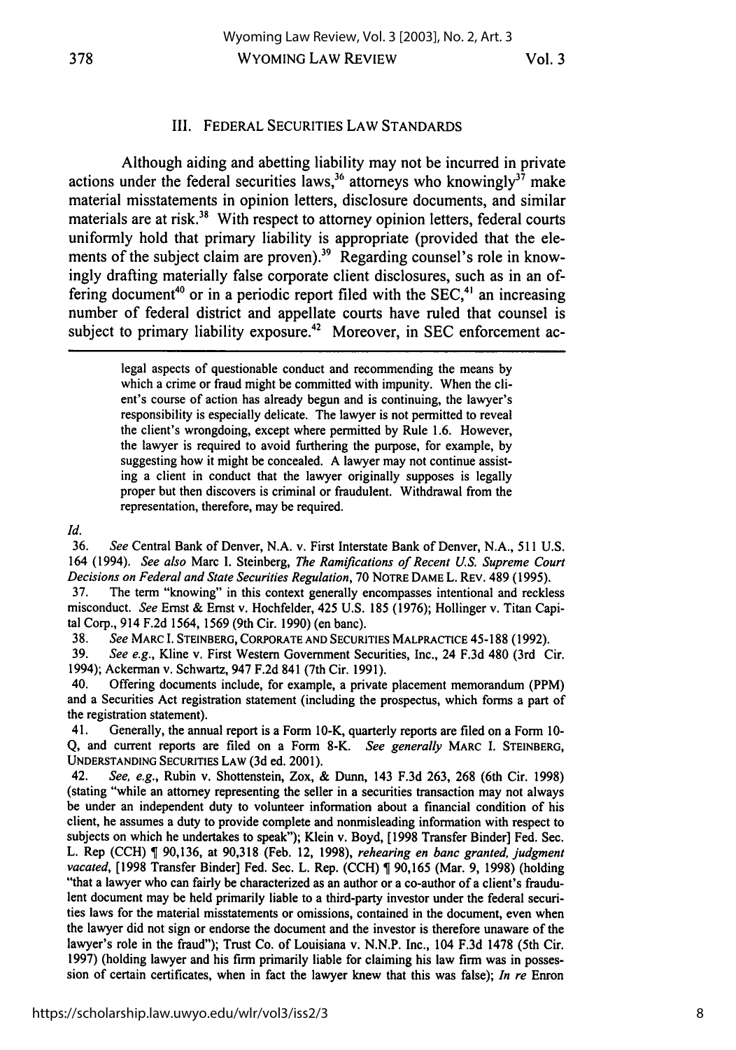### III. FEDERAL SECURITIES LAW STANDARDS

Although aiding and abetting liability may not be incurred in private actions under the federal securities laws,[36] attorneys who knowingly[37] make material misstatements in opinion letters, disclosure documents, and similar materials are at risk.[38] With respect to attorney opinion letters, federal courts uniformly hold that primary liability is appropriate (provided that the elements of the subject claim are proven).[39] Regarding counsel's role in knowingly drafting materially false corporate client disclosures, such as in an offering document[40] or in a periodic report filed with the SEC,[41] an increasing number of federal district and appellate courts have ruled that counsel is subject to primary liability exposure.[42] Moreover, in SEC enforcement ac-

---

> legal aspects of questionable conduct and recommending the means by which a crime or fraud might be committed with impunity. When the client's course of action has already begun and is continuing, the lawyer's responsibility is especially delicate. The lawyer is not permitted to reveal the client's wrongdoing, except where permitted by Rule 1.6. However, the lawyer is required to avoid furthering the purpose, for example, by suggesting how it might be concealed. A lawyer may not continue assisting a client in conduct that the lawyer originally supposes is legally proper but then discovers is criminal or fraudulent. Withdrawal from the representation, therefore, may be required.

*Id.*

36. *See* Central Bank of Denver, N.A. v. First Interstate Bank of Denver, N.A., 511 U.S. 164 (1994). *See also* Marc I. Steinberg, *The Ramifications of Recent U.S. Supreme Court Decisions on Federal and State Securities Regulation*, 70 NOTRE DAME L. REV. 489 (1995).

37. The term "knowing" in this context generally encompasses intentional and reckless misconduct. *See* Ernst & Ernst v. Hochfelder, 425 U.S. 185 (1976); Hollinger v. Titan Capital Corp., 914 F.2d 1564, 1569 (9th Cir. 1990) (en banc).

38. *See* MARC I. STEINBERG, CORPORATE AND SECURITIES MALPRACTICE 45-188 (1992).

39. *See e.g.*, Kline v. First Western Government Securities, Inc., 24 F.3d 480 (3rd Cir. 1994); Ackerman v. Schwartz, 947 F.2d 841 (7th Cir. 1991).

40. Offering documents include, for example, a private placement memorandum (PPM) and a Securities Act registration statement (including the prospectus, which forms a part of the registration statement).

41. Generally, the annual report is a Form 10-K, quarterly reports are filed on a Form 10-Q, and current reports are filed on a Form 8-K. *See generally* MARC I. STEINBERG, UNDERSTANDING SECURITIES LAW (3d ed. 2001).

42. *See, e.g.*, Rubin v. Shottenstein, Zox, & Dunn, 143 F.3d 263, 268 (6th Cir. 1998) (stating "while an attorney representing the seller in a securities transaction may not always be under an independent duty to volunteer information about a financial condition of his client, he assumes a duty to provide complete and nonmisleading information with respect to subjects on which he undertakes to speak"); Klein v. Boyd, [1998 Transfer Binder] Fed. Sec. L. Rep (CCH) ¶ 90,136, at 90,318 (Feb. 12, 1998), *rehearing en banc granted, judgment vacated*, [1998 Transfer Binder] Fed. Sec. L. Rep. (CCH) ¶ 90,165 (Mar. 9, 1998) (holding "that a lawyer who can fairly be characterized as an author or a co-author of a client's fraudulent document may be held primarily liable to a third-party investor under the federal securities laws for the material misstatements or omissions, contained in the document, even when the lawyer did not sign or endorse the document and the investor is therefore unaware of the lawyer's role in the fraud"); Trust Co. of Louisiana v. N.N.P. Inc., 104 F.3d 1478 (5th Cir. 1997) (holding lawyer and his firm primarily liable for claiming his law firm was in possession of certain certificates, when in fact the lawyer knew that this was false); *In re* Enron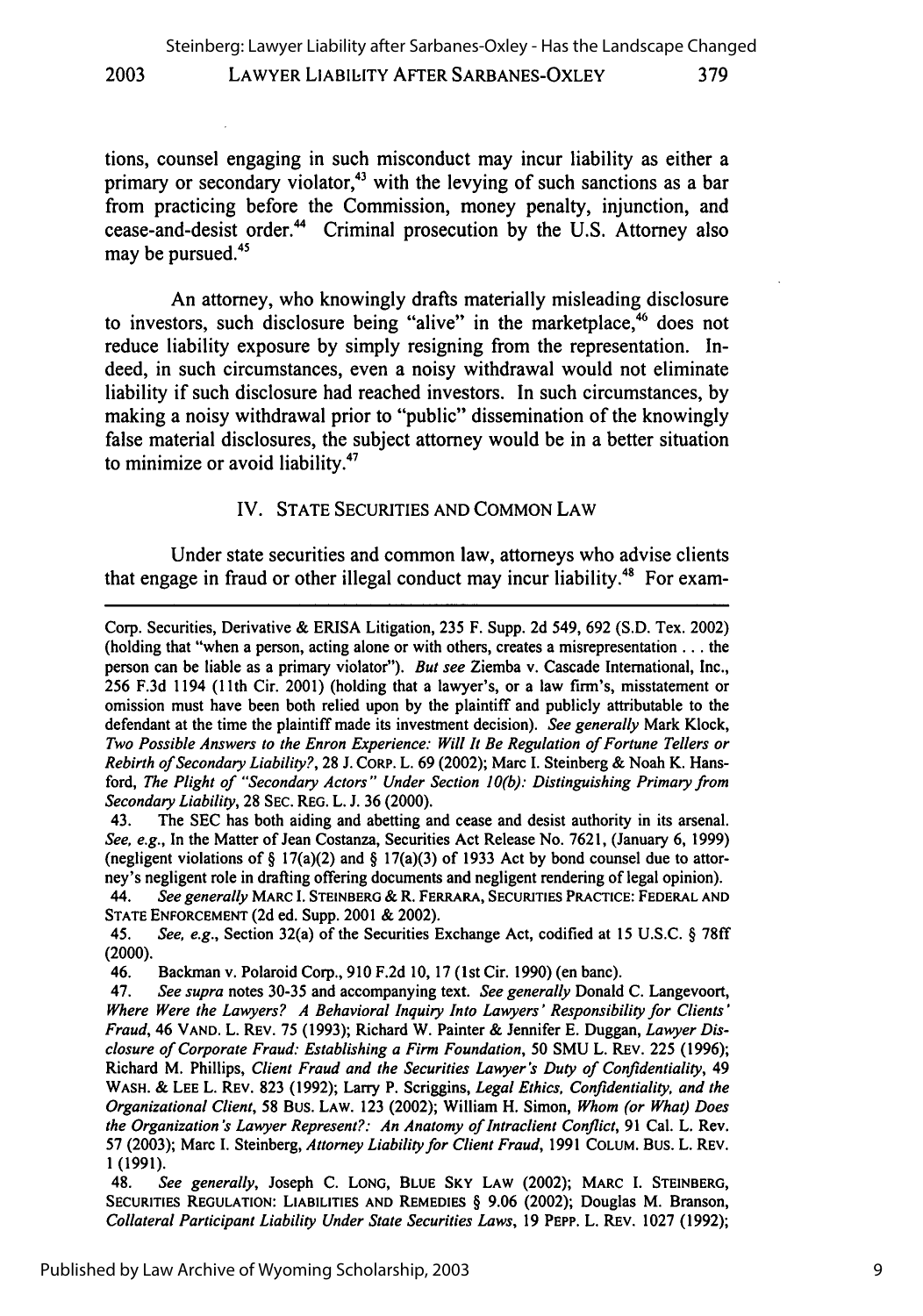tions, counsel engaging in such misconduct may incur liability as either a primary or secondary violator,[43] with the levying of such sanctions as a bar from practicing before the Commission, money penalty, injunction, and cease-and-desist order.[44] Criminal prosecution by the U.S. Attorney also may be pursued.[45]

An attorney, who knowingly drafts materially misleading disclosure to investors, such disclosure being "alive" in the marketplace,[46] does not reduce liability exposure by simply resigning from the representation. Indeed, in such circumstances, even a noisy withdrawal would not eliminate liability if such disclosure had reached investors. In such circumstances, by making a noisy withdrawal prior to "public" dissemination of the knowingly false material disclosures, the subject attorney would be in a better situation to minimize or avoid liability.[47]

## IV. STATE SECURITIES AND COMMON LAW

Under state securities and common law, attorneys who advise clients that engage in fraud or other illegal conduct may incur liability.[48] For exam-

---

Corp. Securities, Derivative & ERISA Litigation, 235 F. Supp. 2d 549, 692 (S.D. Tex. 2002) (holding that "when a person, acting alone or with others, creates a misrepresentation . . . the person can be liable as a primary violator"). *But see* Ziemba v. Cascade International, Inc., 256 F.3d 1194 (11th Cir. 2001) (holding that a lawyer's, or a law firm's, misstatement or omission must have been both relied upon by the plaintiff and publicly attributable to the defendant at the time the plaintiff made its investment decision). *See generally* Mark Klock, *Two Possible Answers to the Enron Experience: Will It Be Regulation of Fortune Tellers or Rebirth of Secondary Liability?*, 28 J. CORP. L. 69 (2002); Marc I. Steinberg & Noah K. Hansford, *The Plight of "Secondary Actors" Under Section 10(b): Distinguishing Primary from Secondary Liability*, 28 SEC. REG. L. J. 36 (2000).

43. The SEC has both aiding and abetting and cease and desist authority in its arsenal. *See, e.g.*, In the Matter of Jean Costanza, Securities Act Release No. 7621, (January 6, 1999) (negligent violations of § 17(a)(2) and § 17(a)(3) of 1933 Act by bond counsel due to attorney's negligent role in drafting offering documents and negligent rendering of legal opinion).

44. *See generally* MARC I. STEINBERG & R. FERRARA, SECURITIES PRACTICE: FEDERAL AND STATE ENFORCEMENT (2d ed. Supp. 2001 & 2002).

45. *See, e.g.*, Section 32(a) of the Securities Exchange Act, codified at 15 U.S.C. § 78ff (2000).

46. Backman v. Polaroid Corp., 910 F.2d 10, 17 (1st Cir. 1990) (en banc).

47. *See supra* notes 30-35 and accompanying text. *See generally* Donald C. Langevoort, *Where Were the Lawyers? A Behavioral Inquiry Into Lawyers' Responsibility for Clients' Fraud*, 46 VAND. L. REV. 75 (1993); Richard W. Painter & Jennifer E. Duggan, *Lawyer Disclosure of Corporate Fraud: Establishing a Firm Foundation*, 50 SMU L. REV. 225 (1996); Richard M. Phillips, *Client Fraud and the Securities Lawyer's Duty of Confidentiality*, 49 WASH. & LEE L. REV. 823 (1992); Larry P. Scriggins, *Legal Ethics, Confidentiality, and the Organizational Client*, 58 BUS. LAW. 123 (2002); William H. Simon, *Whom (or What) Does the Organization's Lawyer Represent?: An Anatomy of Intraclient Conflict*, 91 Cal. L. Rev. 57 (2003); Marc I. Steinberg, *Attorney Liability for Client Fraud*, 1991 COLUM. BUS. L. REV. 1 (1991).

48. *See generally*, Joseph C. LONG, BLUE SKY LAW (2002); MARC I. STEINBERG, SECURITIES REGULATION: LIABILITIES AND REMEDIES § 9.06 (2002); Douglas M. Branson, *Collateral Participant Liability Under State Securities Laws*, 19 PEPP. L. REV. 1027 (1992);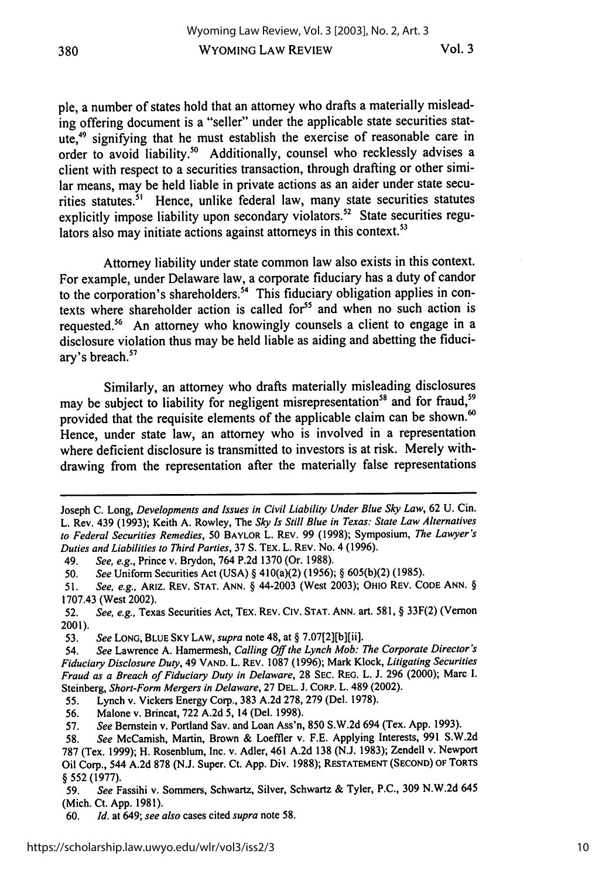ple, a number of states hold that an attorney who drafts a materially misleading offering document is a "seller" under the applicable state securities statute,[49] signifying that he must establish the exercise of reasonable care in order to avoid liability.[50] Additionally, counsel who recklessly advises a client with respect to a securities transaction, through drafting or other similar means, may be held liable in private actions as an aider under state securities statutes.[51] Hence, unlike federal law, many state securities statutes explicitly impose liability upon secondary violators.[52] State securities regulators also may initiate actions against attorneys in this context.[53]

Attorney liability under state common law also exists in this context. For example, under Delaware law, a corporate fiduciary has a duty of candor to the corporation's shareholders.[54] This fiduciary obligation applies in contexts where shareholder action is called for[55] and when no such action is requested.[56] An attorney who knowingly counsels a client to engage in a disclosure violation thus may be held liable as aiding and abetting the fiduciary's breach.[57]

Similarly, an attorney who drafts materially misleading disclosures may be subject to liability for negligent misrepresentation[58] and for fraud,[59] provided that the requisite elements of the applicable claim can be shown.[60] Hence, under state law, an attorney who is involved in a representation where deficient disclosure is transmitted to investors is at risk. Merely withdrawing from the representation after the materially false representations

---

Joseph C. Long, *Developments and Issues in Civil Liability Under Blue Sky Law*, 62 U. Cin. L. Rev. 439 (1993); Keith A. Rowley, The *Sky Is Still Blue in Texas: State Law Alternatives to Federal Securities Remedies*, 50 BAYLOR L. REV. 99 (1998); Symposium, *The Lawyer's Duties and Liabilities to Third Parties*, 37 S. TEX. L. REV. No. 4 (1996).

49. *See, e.g.*, Prince v. Brydon, 764 P.2d 1370 (Or. 1988).

50. *See* Uniform Securities Act (USA) § 410(a)(2) (1956); § 605(b)(2) (1985).

51. *See, e.g.*, ARIZ. REV. STAT. ANN. § 44-2003 (West 2003); OHIO REV. CODE ANN. § 1707.43 (West 2002).

52. *See, e.g.*, Texas Securities Act, TEX. REV. CIV. STAT. ANN. art. 581, § 33F(2) (Vernon 2001).

53. *See* LONG, BLUE SKY LAW, *supra* note 48, at § 7.07[2][b][ii].

54. *See* Lawrence A. Hamermesh, *Calling Off the Lynch Mob: The Corporate Director's Fiduciary Disclosure Duty*, 49 VAND. L. REV. 1087 (1996); Mark Klock, *Litigating Securities Fraud as a Breach of Fiduciary Duty in Delaware*, 28 SEC. REG. L. J. 296 (2000); Marc I. Steinberg, *Short-Form Mergers in Delaware*, 27 DEL. J. CORP. L. 489 (2002).

55. Lynch v. Vickers Energy Corp., 383 A.2d 278, 279 (Del. 1978).

56. Malone v. Brincat, 722 A.2d 5, 14 (Del. 1998).

57. *See* Bernstein v. Portland Sav. and Loan Ass'n, 850 S.W.2d 694 (Tex. App. 1993).

58. *See* McCamish, Martin, Brown & Loeffler v. F.E. Applying Interests, 991 S.W.2d 787 (Tex. 1999); H. Rosenblum, Inc. v. Adler, 461 A.2d 138 (N.J. 1983); Zendell v. Newport Oil Corp., 544 A.2d 878 (N.J. Super. Ct. App. Div. 1988); RESTATEMENT (SECOND) OF TORTS § 552 (1977).

59. *See* Fassihi v. Sommers, Schwartz, Silver, Schwartz & Tyler, P.C., 309 N.W.2d 645 (Mich. Ct. App. 1981).

60. *Id.* at 649; *see also* cases cited *supra* note 58.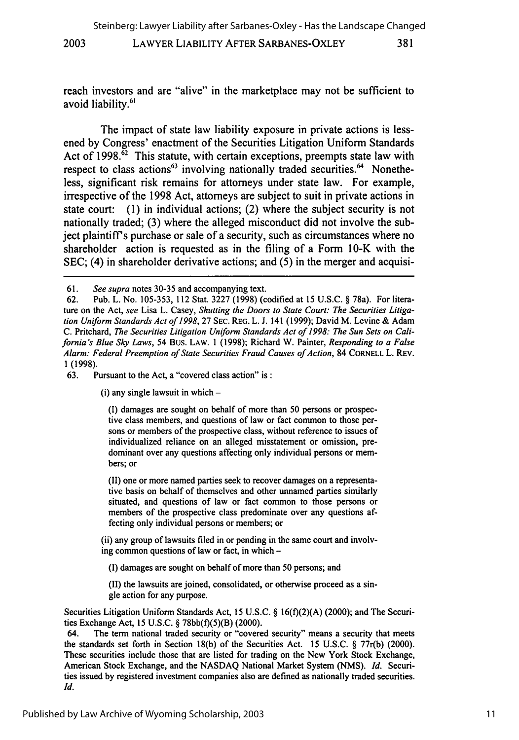reach investors and are "alive" in the marketplace may not be sufficient to avoid liability.[61]

The impact of state law liability exposure in private actions is lessened by Congress' enactment of the Securities Litigation Uniform Standards Act of 1998.[62] This statute, with certain exceptions, preempts state law with respect to class actions[63] involving nationally traded securities.[64] Nonetheless, significant risk remains for attorneys under state law. For example, irrespective of the 1998 Act, attorneys are subject to suit in private actions in state court: (1) in individual actions; (2) where the subject security is not nationally traded; (3) where the alleged misconduct did not involve the subject plaintiff's purchase or sale of a security, such as circumstances where no shareholder action is requested as in the filing of a Form 10-K with the SEC; (4) in shareholder derivative actions; and (5) in the merger and acquisi-

---

61. *See supra* notes 30-35 and accompanying text.

62. Pub. L. No. 105-353, 112 Stat. 3227 (1998) (codified at 15 U.S.C. § 78a). For literature on the Act, *see* Lisa L. Casey, *Shutting the Doors to State Court: The Securities Litigation Uniform Standards Act of 1998*, 27 SEC. REG. L. J. 141 (1999); David M. Levine & Adam C. Pritchard, *The Securities Litigation Uniform Standards Act of 1998: The Sun Sets on California's Blue Sky Laws*, 54 BUS. LAW. 1 (1998); Richard W. Painter, *Responding to a False Alarm: Federal Preemption of State Securities Fraud Causes of Action*, 84 CORNELL L. REV. 1 (1998).

63. Pursuant to the Act, a "covered class action" is :

> (i) any single lawsuit in which –
>
> > (I) damages are sought on behalf of more than 50 persons or prospective class members, and questions of law or fact common to those persons or members of the prospective class, without reference to issues of individualized reliance on an alleged misstatement or omission, predominant over any questions affecting only individual persons or members; or
> >
> > (II) one or more named parties seek to recover damages on a representative basis on behalf of themselves and other unnamed parties similarly situated, and questions of law or fact common to those persons or members of the prospective class predominate over any questions affecting only individual persons or members; or
>
> (ii) any group of lawsuits filed in or pending in the same court and involving common questions of law or fact, in which –
>
> > (I) damages are sought on behalf of more than 50 persons; and
> >
> > (II) the lawsuits are joined, consolidated, or otherwise proceed as a single action for any purpose.

Securities Litigation Uniform Standards Act, 15 U.S.C. § 16(f)(2)(A) (2000); and The Securities Exchange Act, 15 U.S.C. § 78bb(f)(5)(B) (2000).

64. The term national traded security or "covered security" means a security that meets the standards set forth in Section 18(b) of the Securities Act. 15 U.S.C. § 77r(b) (2000). These securities include those that are listed for trading on the New York Stock Exchange, American Stock Exchange, and the NASDAQ National Market System (NMS). *Id.* Securities issued by registered investment companies also are defined as nationally traded securities. *Id.*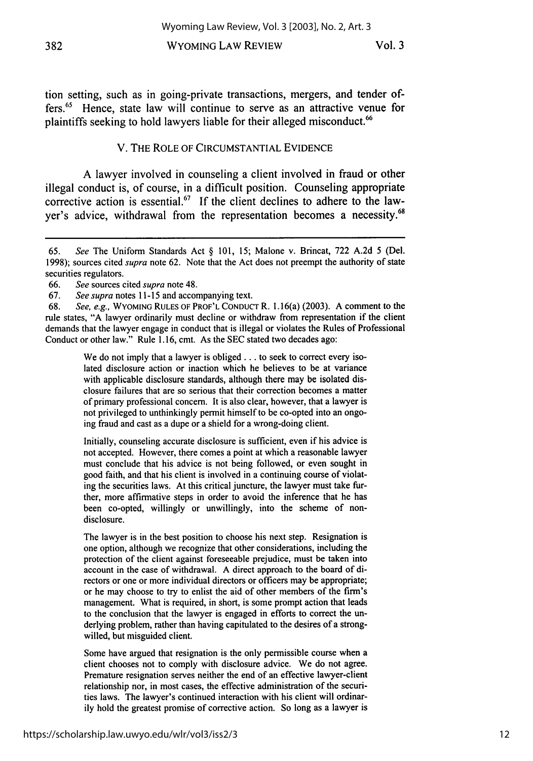tion setting, such as in going-private transactions, mergers, and tender offers.[65] Hence, state law will continue to serve as an attractive venue for plaintiffs seeking to hold lawyers liable for their alleged misconduct.[66]

## V. THE ROLE OF CIRCUMSTANTIAL EVIDENCE

A lawyer involved in counseling a client involved in fraud or other illegal conduct is, of course, in a difficult position. Counseling appropriate corrective action is essential.[67] If the client declines to adhere to the lawyer's advice, withdrawal from the representation becomes a necessity.[68]

---

65. *See* The Uniform Standards Act § 101, 15; Malone v. Brincat, 722 A.2d 5 (Del. 1998); sources cited *supra* note 62. Note that the Act does not preempt the authority of state securities regulators.

66. *See* sources cited *supra* note 48.

67. *See supra* notes 11-15 and accompanying text.

68. *See, e.g.*, WYOMING RULES OF PROF'L CONDUCT R. 1.16(a) (2003). A comment to the rule states, "A lawyer ordinarily must decline or withdraw from representation if the client demands that the lawyer engage in conduct that is illegal or violates the Rules of Professional Conduct or other law." Rule 1.16, cmt. As the SEC stated two decades ago:

> We do not imply that a lawyer is obliged . . . to seek to correct every isolated disclosure action or inaction which he believes to be at variance with applicable disclosure standards, although there may be isolated disclosure failures that are so serious that their correction becomes a matter of primary professional concern. It is also clear, however, that a lawyer is not privileged to unthinkingly permit himself to be co-opted into an ongoing fraud and cast as a dupe or a shield for a wrong-doing client.
>
> Initially, counseling accurate disclosure is sufficient, even if his advice is not accepted. However, there comes a point at which a reasonable lawyer must conclude that his advice is not being followed, or even sought in good faith, and that his client is involved in a continuing course of violating the securities laws. At this critical juncture, the lawyer must take further, more affirmative steps in order to avoid the inference that he has been co-opted, willingly or unwillingly, into the scheme of non-disclosure.
>
> The lawyer is in the best position to choose his next step. Resignation is one option, although we recognize that other considerations, including the protection of the client against foreseeable prejudice, must be taken into account in the case of withdrawal. A direct approach to the board of directors or one or more individual directors or officers may be appropriate; or he may choose to try to enlist the aid of other members of the firm's management. What is required, in short, is some prompt action that leads to the conclusion that the lawyer is engaged in efforts to correct the underlying problem, rather than having capitulated to the desires of a strong-willed, but misguided client.
>
> Some have argued that resignation is the only permissible course when a client chooses not to comply with disclosure advice. We do not agree. Premature resignation serves neither the end of an effective lawyer-client relationship nor, in most cases, the effective administration of the securities laws. The lawyer's continued interaction with his client will ordinarily hold the greatest promise of corrective action. So long as a lawyer is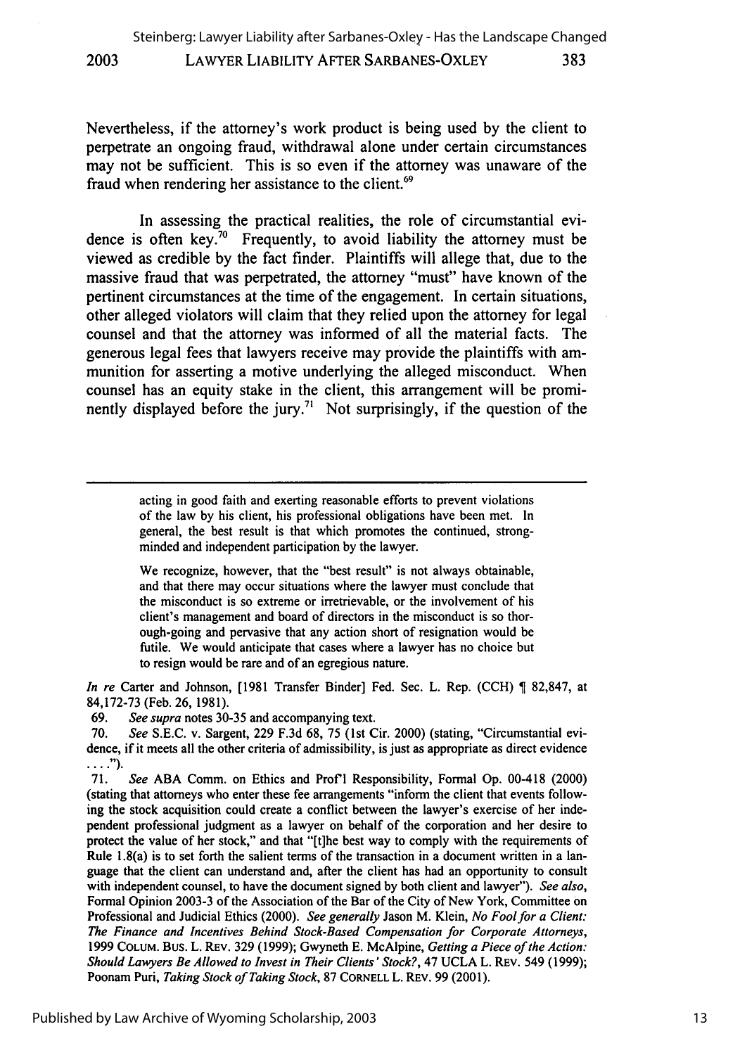Nevertheless, if the attorney's work product is being used by the client to perpetrate an ongoing fraud, withdrawal alone under certain circumstances may not be sufficient. This is so even if the attorney was unaware of the fraud when rendering her assistance to the client.[69]

In assessing the practical realities, the role of circumstantial evidence is often key.[70] Frequently, to avoid liability the attorney must be viewed as credible by the fact finder. Plaintiffs will allege that, due to the massive fraud that was perpetrated, the attorney "must" have known of the pertinent circumstances at the time of the engagement. In certain situations, other alleged violators will claim that they relied upon the attorney for legal counsel and that the attorney was informed of all the material facts. The generous legal fees that lawyers receive may provide the plaintiffs with ammunition for asserting a motive underlying the alleged misconduct. When counsel has an equity stake in the client, this arrangement will be prominently displayed before the jury.[71] Not surprisingly, if the question of the

---

> acting in good faith and exerting reasonable efforts to prevent violations of the law by his client, his professional obligations have been met. In general, the best result is that which promotes the continued, strong-minded and independent participation by the lawyer.
>
> We recognize, however, that the "best result" is not always obtainable, and that there may occur situations where the lawyer must conclude that the misconduct is so extreme or irretrievable, or the involvement of his client's management and board of directors in the misconduct is so thorough-going and pervasive that any action short of resignation would be futile. We would anticipate that cases where a lawyer has no choice but to resign would be rare and of an egregious nature.

*In re* Carter and Johnson, [1981 Transfer Binder] Fed. Sec. L. Rep. (CCH) ¶ 82,847, at 84,172-73 (Feb. 26, 1981).

69. *See supra* notes 30-35 and accompanying text.

70. *See* S.E.C. v. Sargent, 229 F.3d 68, 75 (1st Cir. 2000) (stating, "Circumstantial evidence, if it meets all the other criteria of admissibility, is just as appropriate as direct evidence . . . .").

71. *See* ABA Comm. on Ethics and Prof'l Responsibility, Formal Op. 00-418 (2000) (stating that attorneys who enter these fee arrangements "inform the client that events following the stock acquisition could create a conflict between the lawyer's exercise of her independent professional judgment as a lawyer on behalf of the corporation and her desire to protect the value of her stock," and that "[t]he best way to comply with the requirements of Rule 1.8(a) is to set forth the salient terms of the transaction in a document written in a language that the client can understand and, after the client has had an opportunity to consult with independent counsel, to have the document signed by both client and lawyer"). *See also*, Formal Opinion 2003-3 of the Association of the Bar of the City of New York, Committee on Professional and Judicial Ethics (2000). *See generally* Jason M. Klein, *No Fool for a Client: The Finance and Incentives Behind Stock-Based Compensation for Corporate Attorneys*, 1999 COLUM. BUS. L. REV. 329 (1999); Gwyneth E. McAlpine, *Getting a Piece of the Action: Should Lawyers Be Allowed to Invest in Their Clients' Stock?*, 47 UCLA L. REV. 549 (1999); Poonam Puri, *Taking Stock of Taking Stock*, 87 CORNELL L. REV. 99 (2001).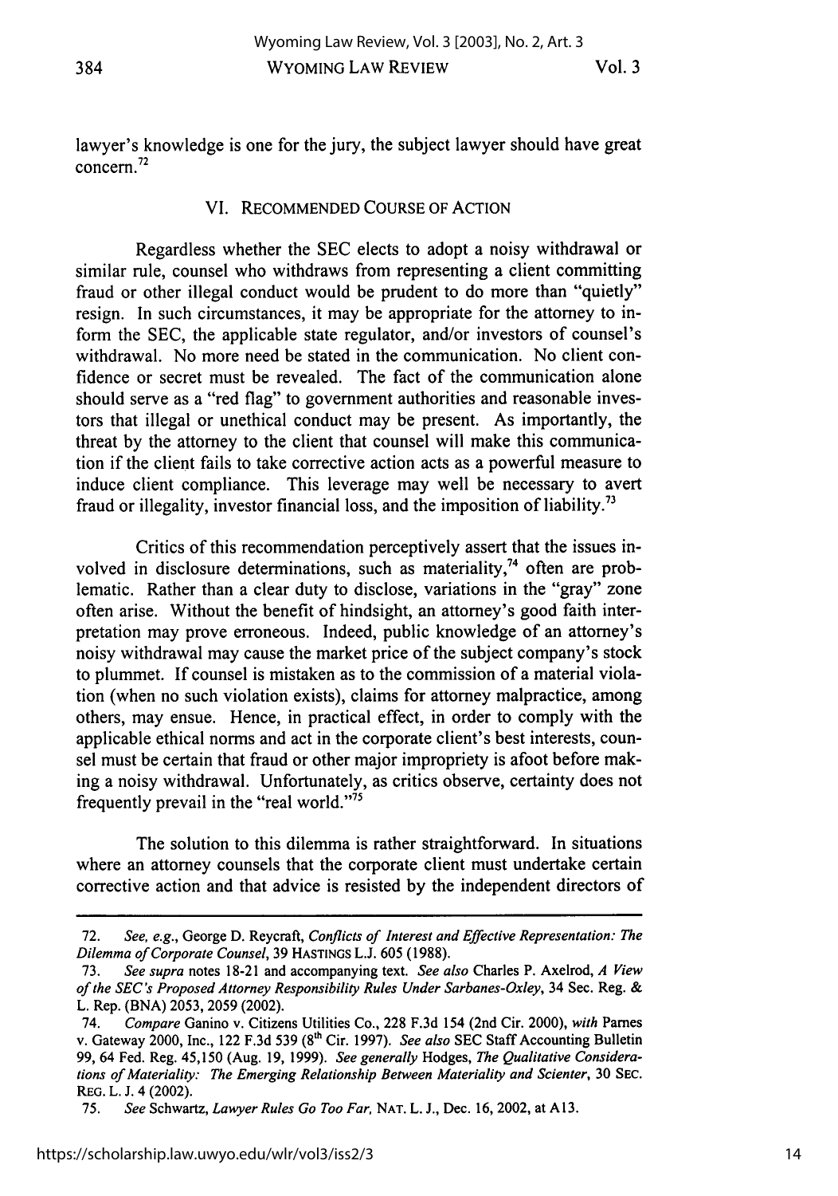lawyer's knowledge is one for the jury, the subject lawyer should have great concern.[72]

## VI. RECOMMENDED COURSE OF ACTION

Regardless whether the SEC elects to adopt a noisy withdrawal or similar rule, counsel who withdraws from representing a client committing fraud or other illegal conduct would be prudent to do more than "quietly" resign. In such circumstances, it may be appropriate for the attorney to inform the SEC, the applicable state regulator, and/or investors of counsel's withdrawal. No more need be stated in the communication. No client confidence or secret must be revealed. The fact of the communication alone should serve as a "red flag" to government authorities and reasonable investors that illegal or unethical conduct may be present. As importantly, the threat by the attorney to the client that counsel will make this communication if the client fails to take corrective action acts as a powerful measure to induce client compliance. This leverage may well be necessary to avert fraud or illegality, investor financial loss, and the imposition of liability.[73]

Critics of this recommendation perceptively assert that the issues involved in disclosure determinations, such as materiality,[74] often are problematic. Rather than a clear duty to disclose, variations in the "gray" zone often arise. Without the benefit of hindsight, an attorney's good faith interpretation may prove erroneous. Indeed, public knowledge of an attorney's noisy withdrawal may cause the market price of the subject company's stock to plummet. If counsel is mistaken as to the commission of a material violation (when no such violation exists), claims for attorney malpractice, among others, may ensue. Hence, in practical effect, in order to comply with the applicable ethical norms and act in the corporate client's best interests, counsel must be certain that fraud or other major impropriety is afoot before making a noisy withdrawal. Unfortunately, as critics observe, certainty does not frequently prevail in the "real world."[75]

The solution to this dilemma is rather straightforward. In situations where an attorney counsels that the corporate client must undertake certain corrective action and that advice is resisted by the independent directors of

---

72. *See, e.g.*, George D. Reycraft, *Conflicts of Interest and Effective Representation: The Dilemma of Corporate Counsel*, 39 HASTINGS L.J. 605 (1988).

73. *See supra* notes 18-21 and accompanying text. *See also* Charles P. Axelrod, *A View of the SEC's Proposed Attorney Responsibility Rules Under Sarbanes-Oxley*, 34 Sec. Reg. & L. Rep. (BNA) 2053, 2059 (2002).

74. *Compare* Ganino v. Citizens Utilities Co., 228 F.3d 154 (2nd Cir. 2000), *with* Parnes v. Gateway 2000, Inc., 122 F.3d 539 (8th Cir. 1997). *See also* SEC Staff Accounting Bulletin 99, 64 Fed. Reg. 45,150 (Aug. 19, 1999). *See generally* Hodges, *The Qualitative Considerations of Materiality: The Emerging Relationship Between Materiality and Scienter*, 30 SEC. REG. L. J. 4 (2002).

75. *See* Schwartz, *Lawyer Rules Go Too Far*, NAT. L. J., Dec. 16, 2002, at A13.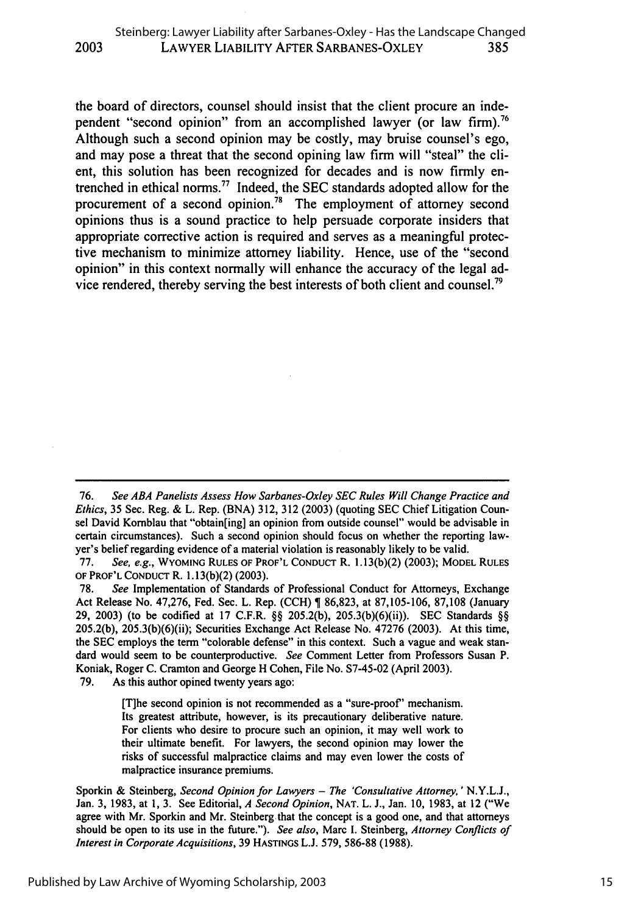the board of directors, counsel should insist that the client procure an independent "second opinion" from an accomplished lawyer (or law firm).[76] Although such a second opinion may be costly, may bruise counsel's ego, and may pose a threat that the second opining law firm will "steal" the client, this solution has been recognized for decades and is now firmly entrenched in ethical norms.[77] Indeed, the SEC standards adopted allow for the procurement of a second opinion.[78] The employment of attorney second opinions thus is a sound practice to help persuade corporate insiders that appropriate corrective action is required and serves as a meaningful protective mechanism to minimize attorney liability. Hence, use of the "second opinion" in this context normally will enhance the accuracy of the legal advice rendered, thereby serving the best interests of both client and counsel.[79]

---

76. *See ABA Panelists Assess How Sarbanes-Oxley SEC Rules Will Change Practice and Ethics*, 35 Sec. Reg. & L. Rep. (BNA) 312, 312 (2003) (quoting SEC Chief Litigation Counsel David Kornblau that "obtain[ing] an opinion from outside counsel" would be advisable in certain circumstances). Such a second opinion should focus on whether the reporting lawyer's belief regarding evidence of a material violation is reasonably likely to be valid.

77. *See, e.g.*, WYOMING RULES OF PROF'L CONDUCT R. 1.13(b)(2) (2003); MODEL RULES OF PROF'L CONDUCT R. 1.13(b)(2) (2003).

78. *See* Implementation of Standards of Professional Conduct for Attorneys, Exchange Act Release No. 47,276, Fed. Sec. L. Rep. (CCH) ¶ 86,823, at 87,105-106, 87,108 (January 29, 2003) (to be codified at 17 C.F.R. §§ 205.2(b), 205.3(b)(6)(ii)). SEC Standards §§ 205.2(b), 205.3(b)(6)(ii); Securities Exchange Act Release No. 47276 (2003). At this time, the SEC employs the term "colorable defense" in this context. Such a vague and weak standard would seem to be counterproductive. *See* Comment Letter from Professors Susan P. Koniak, Roger C. Cramton and George H Cohen, File No. S7-45-02 (April 2003).

79. As this author opined twenty years ago:

> [T]he second opinion is not recommended as a "sure-proof" mechanism. Its greatest attribute, however, is its precautionary deliberative nature. For clients who desire to procure such an opinion, it may well work to their ultimate benefit. For lawyers, the second opinion may lower the risks of successful malpractice claims and may even lower the costs of malpractice insurance premiums.

Sporkin & Steinberg, *Second Opinion for Lawyers – The 'Consultative Attorney,'* N.Y.L.J., Jan. 3, 1983, at 1, 3. See Editorial, *A Second Opinion*, NAT. L. J., Jan. 10, 1983, at 12 ("We agree with Mr. Sporkin and Mr. Steinberg that the concept is a good one, and that attorneys should be open to its use in the future."). *See also*, Marc I. Steinberg, *Attorney Conflicts of Interest in Corporate Acquisitions*, 39 HASTINGS L.J. 579, 586-88 (1988).